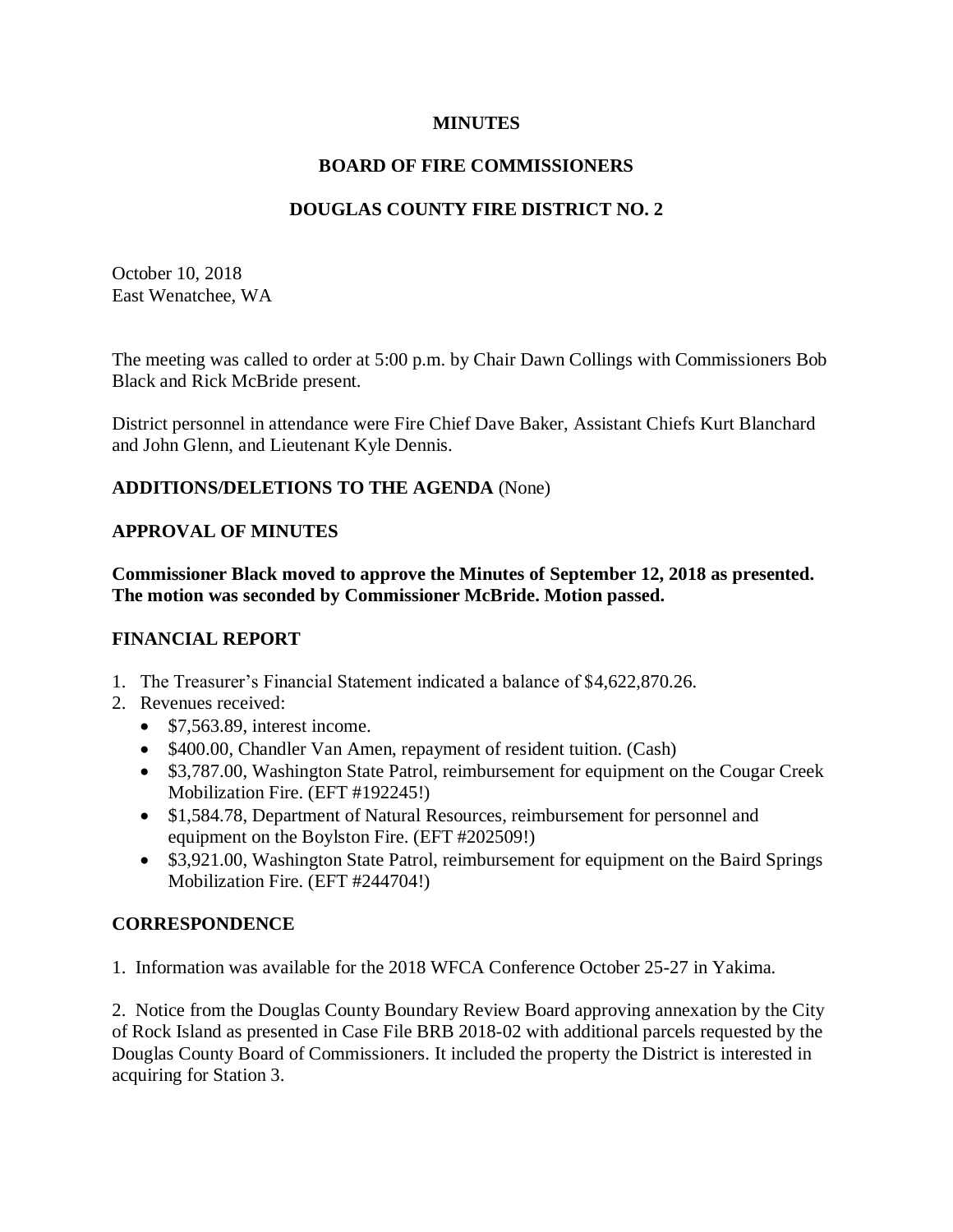**MINUTES**

**BOARD OF FIRE COMMISSIONERS**

**DOUGLAS COUNTY FIRE DISTRICT NO. 2**

October 10, 2018
East Wenatchee, WA

The meeting was called to order at 5:00 p.m. by Chair Dawn Collings with Commissioners Bob Black and Rick McBride present.

District personnel in attendance were Fire Chief Dave Baker, Assistant Chiefs Kurt Blanchard and John Glenn, and Lieutenant Kyle Dennis.

**ADDITIONS/DELETIONS TO THE AGENDA** (None)

**APPROVAL OF MINUTES**

**Commissioner Black moved to approve the Minutes of September 12, 2018 as presented. The motion was seconded by Commissioner McBride. Motion passed.**

**FINANCIAL REPORT**

1. The Treasurer's Financial Statement indicated a balance of $4,622,870.26.
2. Revenues received:
   - $7,563.89, interest income.
   - $400.00, Chandler Van Amen, repayment of resident tuition. (Cash)
   - $3,787.00, Washington State Patrol, reimbursement for equipment on the Cougar Creek Mobilization Fire. (EFT #192245!)
   - $1,584.78, Department of Natural Resources, reimbursement for personnel and equipment on the Boylston Fire. (EFT #202509!)
   - $3,921.00, Washington State Patrol, reimbursement for equipment on the Baird Springs Mobilization Fire. (EFT #244704!)

**CORRESPONDENCE**

1. Information was available for the 2018 WFCA Conference October 25-27 in Yakima.

2. Notice from the Douglas County Boundary Review Board approving annexation by the City of Rock Island as presented in Case File BRB 2018-02 with additional parcels requested by the Douglas County Board of Commissioners. It included the property the District is interested in acquiring for Station 3.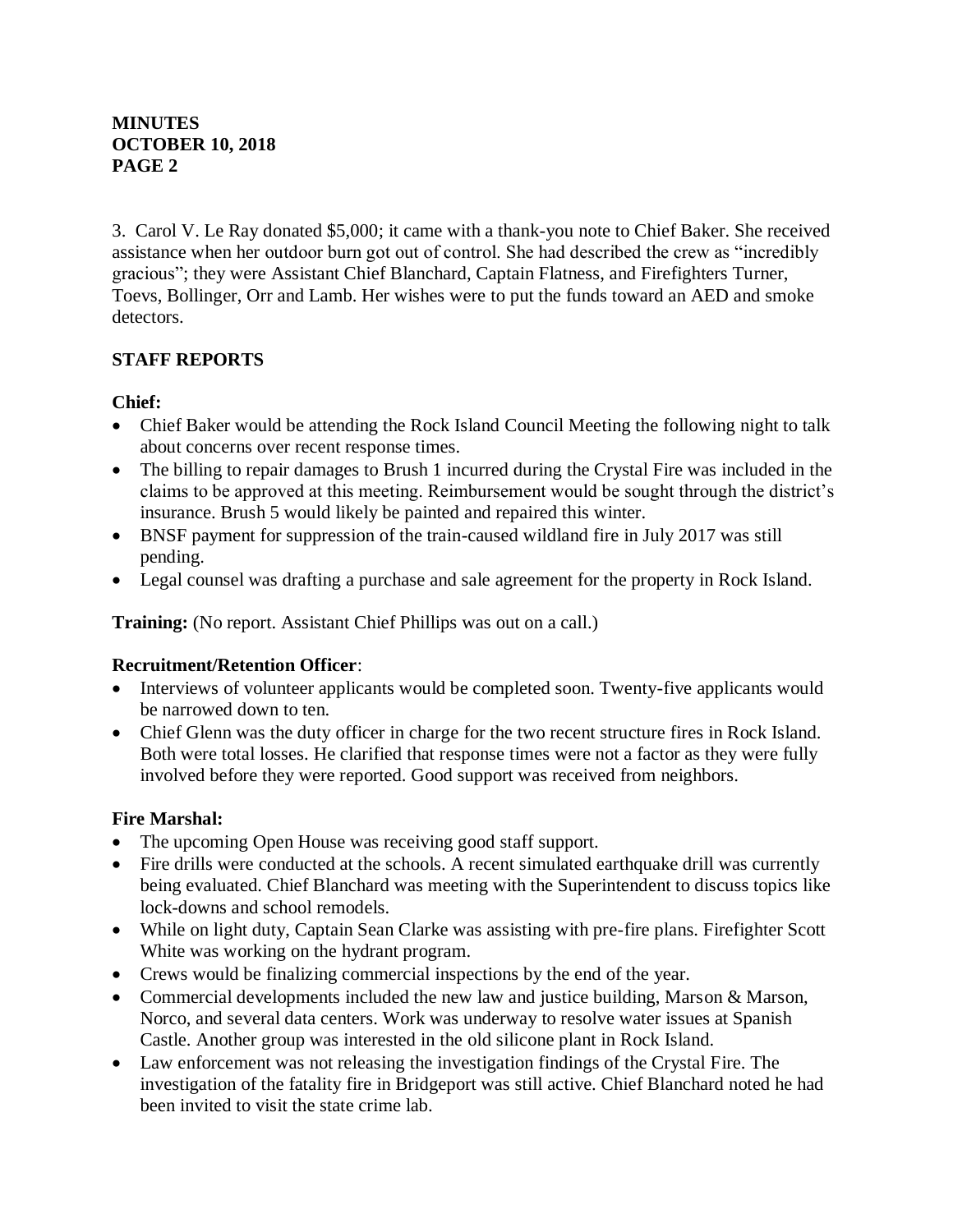**MINUTES**
**OCTOBER 10, 2018**
**PAGE 2**

3. Carol V. Le Ray donated $5,000; it came with a thank-you note to Chief Baker. She received assistance when her outdoor burn got out of control. She had described the crew as "incredibly gracious"; they were Assistant Chief Blanchard, Captain Flatness, and Firefighters Turner, Toevs, Bollinger, Orr and Lamb. Her wishes were to put the funds toward an AED and smoke detectors.

**STAFF REPORTS**

**Chief:**

- Chief Baker would be attending the Rock Island Council Meeting the following night to talk about concerns over recent response times.
- The billing to repair damages to Brush 1 incurred during the Crystal Fire was included in the claims to be approved at this meeting. Reimbursement would be sought through the district's insurance. Brush 5 would likely be painted and repaired this winter.
- BNSF payment for suppression of the train-caused wildland fire in July 2017 was still pending.
- Legal counsel was drafting a purchase and sale agreement for the property in Rock Island.

**Training:** (No report. Assistant Chief Phillips was out on a call.)

**Recruitment/Retention Officer**:

- Interviews of volunteer applicants would be completed soon. Twenty-five applicants would be narrowed down to ten.
- Chief Glenn was the duty officer in charge for the two recent structure fires in Rock Island. Both were total losses. He clarified that response times were not a factor as they were fully involved before they were reported. Good support was received from neighbors.

**Fire Marshal:**

- The upcoming Open House was receiving good staff support.
- Fire drills were conducted at the schools. A recent simulated earthquake drill was currently being evaluated. Chief Blanchard was meeting with the Superintendent to discuss topics like lock-downs and school remodels.
- While on light duty, Captain Sean Clarke was assisting with pre-fire plans. Firefighter Scott White was working on the hydrant program.
- Crews would be finalizing commercial inspections by the end of the year.
- Commercial developments included the new law and justice building, Marson & Marson, Norco, and several data centers. Work was underway to resolve water issues at Spanish Castle. Another group was interested in the old silicone plant in Rock Island.
- Law enforcement was not releasing the investigation findings of the Crystal Fire. The investigation of the fatality fire in Bridgeport was still active. Chief Blanchard noted he had been invited to visit the state crime lab.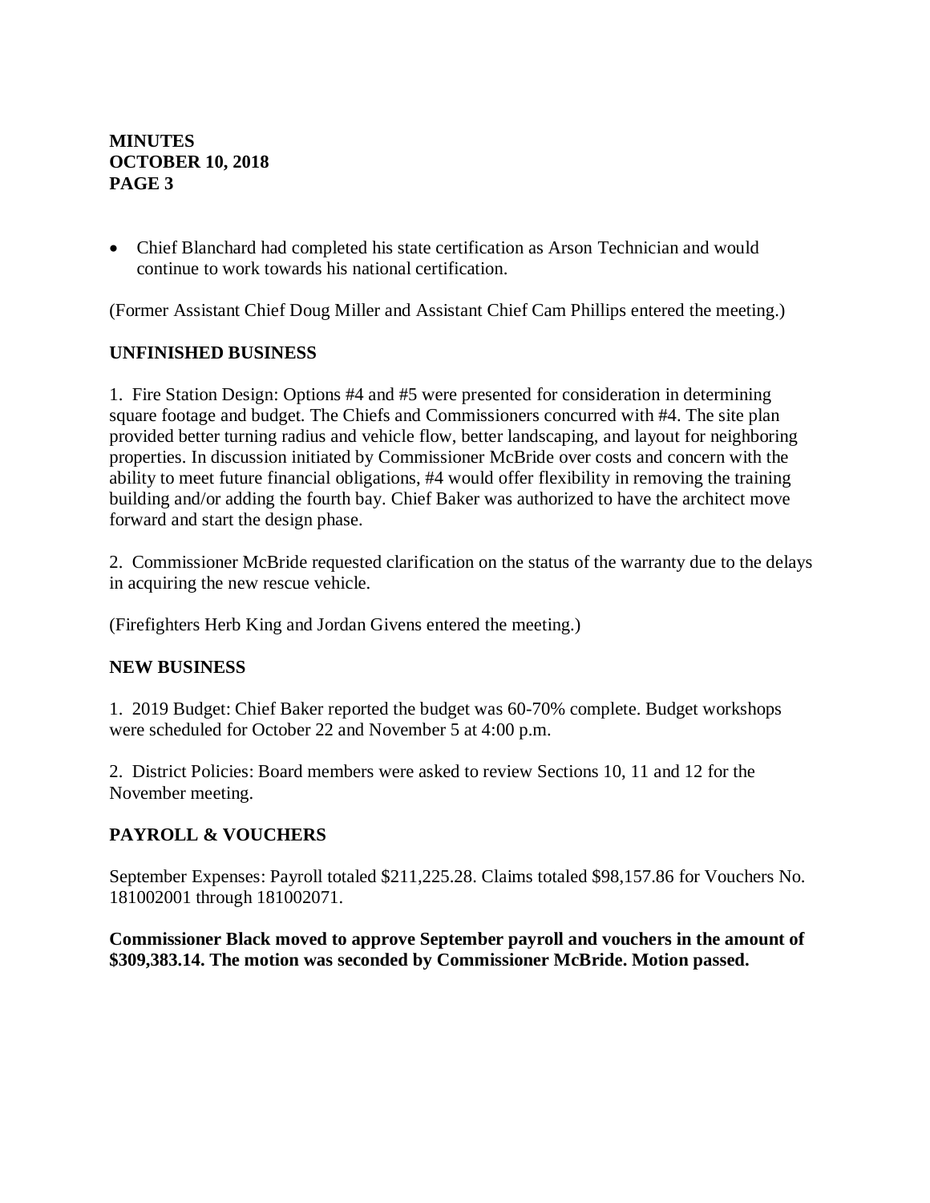- Chief Blanchard had completed his state certification as Arson Technician and would continue to work towards his national certification.

(Former Assistant Chief Doug Miller and Assistant Chief Cam Phillips entered the meeting.)

**UNFINISHED BUSINESS**

1. Fire Station Design: Options #4 and #5 were presented for consideration in determining square footage and budget. The Chiefs and Commissioners concurred with #4. The site plan provided better turning radius and vehicle flow, better landscaping, and layout for neighboring properties. In discussion initiated by Commissioner McBride over costs and concern with the ability to meet future financial obligations, #4 would offer flexibility in removing the training building and/or adding the fourth bay. Chief Baker was authorized to have the architect move forward and start the design phase.

2. Commissioner McBride requested clarification on the status of the warranty due to the delays in acquiring the new rescue vehicle.

(Firefighters Herb King and Jordan Givens entered the meeting.)

**NEW BUSINESS**

1. 2019 Budget: Chief Baker reported the budget was 60-70% complete. Budget workshops were scheduled for October 22 and November 5 at 4:00 p.m.

2. District Policies: Board members were asked to review Sections 10, 11 and 12 for the November meeting.

**PAYROLL & VOUCHERS**

September Expenses: Payroll totaled $211,225.28. Claims totaled $98,157.86 for Vouchers No. 181002001 through 181002071.

**Commissioner Black moved to approve September payroll and vouchers in the amount of $309,383.14. The motion was seconded by Commissioner McBride. Motion passed.**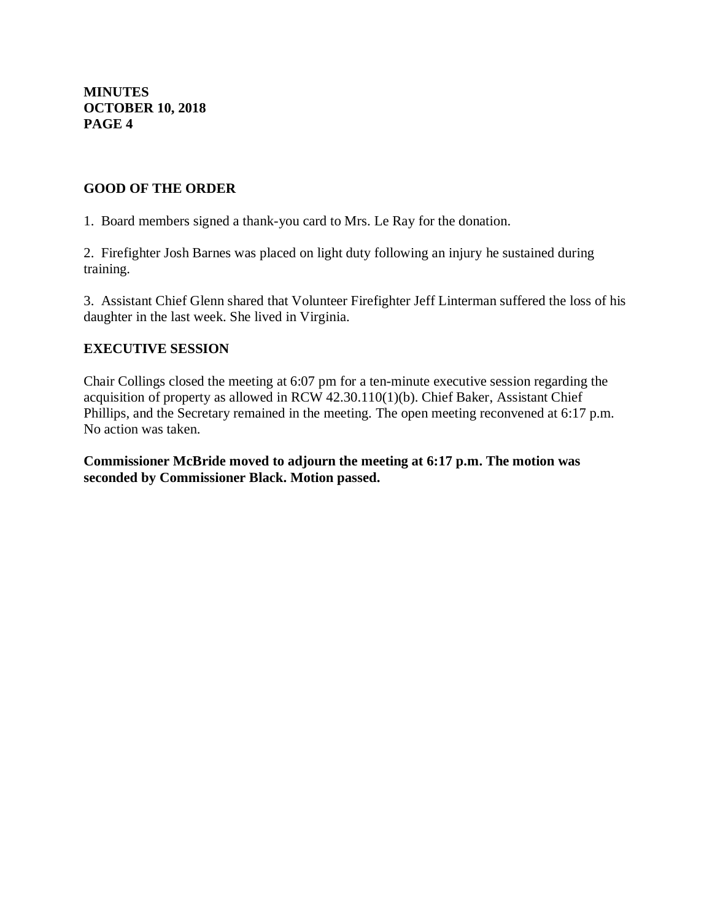## GOOD OF THE ORDER

1. Board members signed a thank-you card to Mrs. Le Ray for the donation.

2. Firefighter Josh Barnes was placed on light duty following an injury he sustained during training.

3. Assistant Chief Glenn shared that Volunteer Firefighter Jeff Linterman suffered the loss of his daughter in the last week. She lived in Virginia.

## EXECUTIVE SESSION

Chair Collings closed the meeting at 6:07 pm for a ten-minute executive session regarding the acquisition of property as allowed in RCW 42.30.110(1)(b). Chief Baker, Assistant Chief Phillips, and the Secretary remained in the meeting. The open meeting reconvened at 6:17 p.m. No action was taken.

**Commissioner McBride moved to adjourn the meeting at 6:17 p.m. The motion was seconded by Commissioner Black. Motion passed.**